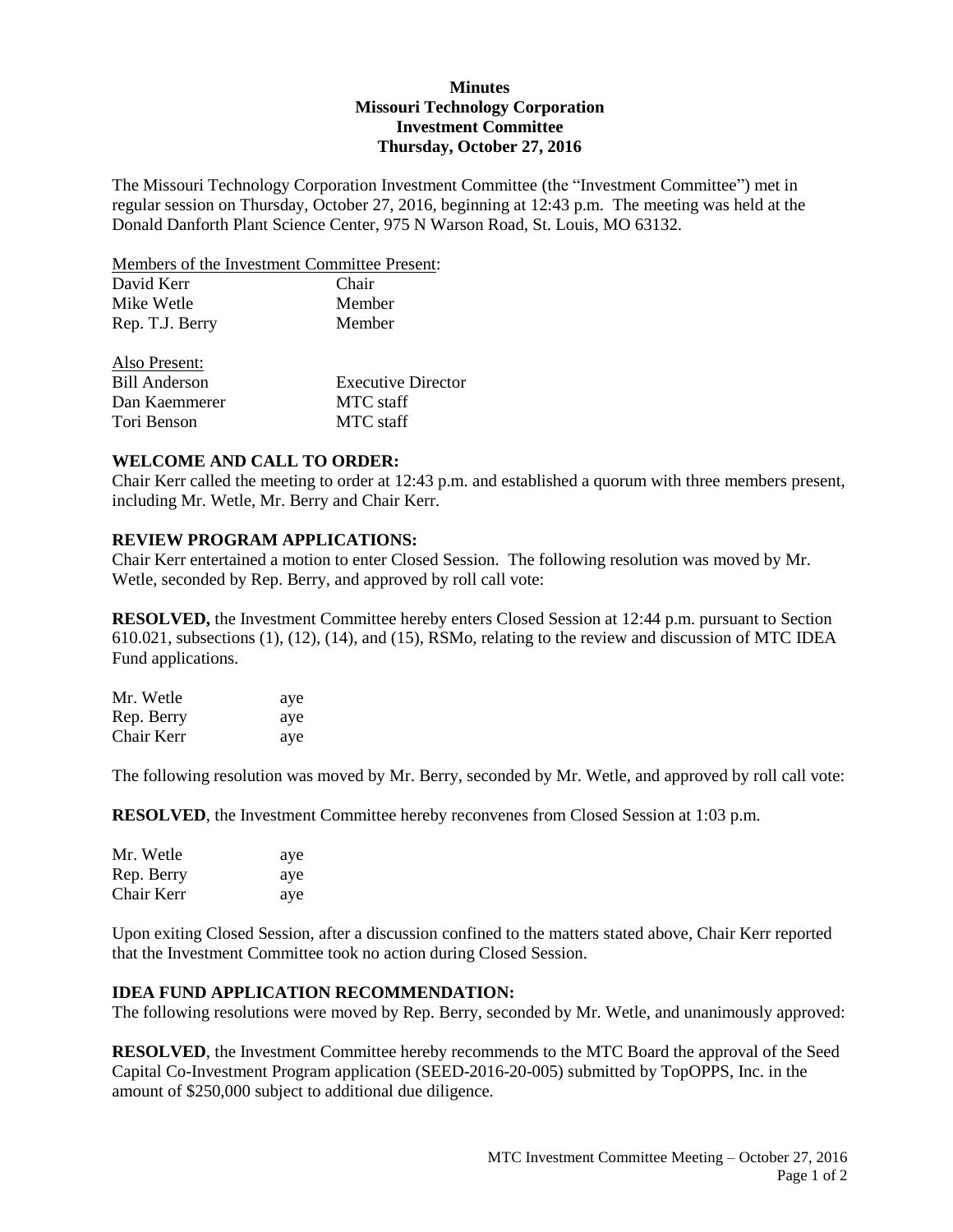**Minutes**
**Missouri Technology Corporation**
**Investment Committee**
**Thursday, October 27, 2016**

The Missouri Technology Corporation Investment Committee (the "Investment Committee") met in regular session on Thursday, October 27, 2016, beginning at 12:43 p.m. The meeting was held at the Donald Danforth Plant Science Center, 975 N Warson Road, St. Louis, MO 63132.

Members of the Investment Committee Present:

| | |
|---|---|
| David Kerr | Chair |
| Mike Wetle | Member |
| Rep. T.J. Berry | Member |

Also Present:

| | |
|---|---|
| Bill Anderson | Executive Director |
| Dan Kaemmerer | MTC staff |
| Tori Benson | MTC staff |

**WELCOME AND CALL TO ORDER:**
Chair Kerr called the meeting to order at 12:43 p.m. and established a quorum with three members present, including Mr. Wetle, Mr. Berry and Chair Kerr.

**REVIEW PROGRAM APPLICATIONS:**
Chair Kerr entertained a motion to enter Closed Session. The following resolution was moved by Mr. Wetle, seconded by Rep. Berry, and approved by roll call vote:

**RESOLVED,** the Investment Committee hereby enters Closed Session at 12:44 p.m. pursuant to Section 610.021, subsections (1), (12), (14), and (15), RSMo, relating to the review and discussion of MTC IDEA Fund applications.

| | |
|---|---|
| Mr. Wetle | aye |
| Rep. Berry | aye |
| Chair Kerr | aye |

The following resolution was moved by Mr. Berry, seconded by Mr. Wetle, and approved by roll call vote:

**RESOLVED**, the Investment Committee hereby reconvenes from Closed Session at 1:03 p.m.

| | |
|---|---|
| Mr. Wetle | aye |
| Rep. Berry | aye |
| Chair Kerr | aye |

Upon exiting Closed Session, after a discussion confined to the matters stated above, Chair Kerr reported that the Investment Committee took no action during Closed Session.

**IDEA FUND APPLICATION RECOMMENDATION:**
The following resolutions were moved by Rep. Berry, seconded by Mr. Wetle, and unanimously approved:

**RESOLVED**, the Investment Committee hereby recommends to the MTC Board the approval of the Seed Capital Co-Investment Program application (SEED-2016-20-005) submitted by TopOPPS, Inc. in the amount of $250,000 subject to additional due diligence.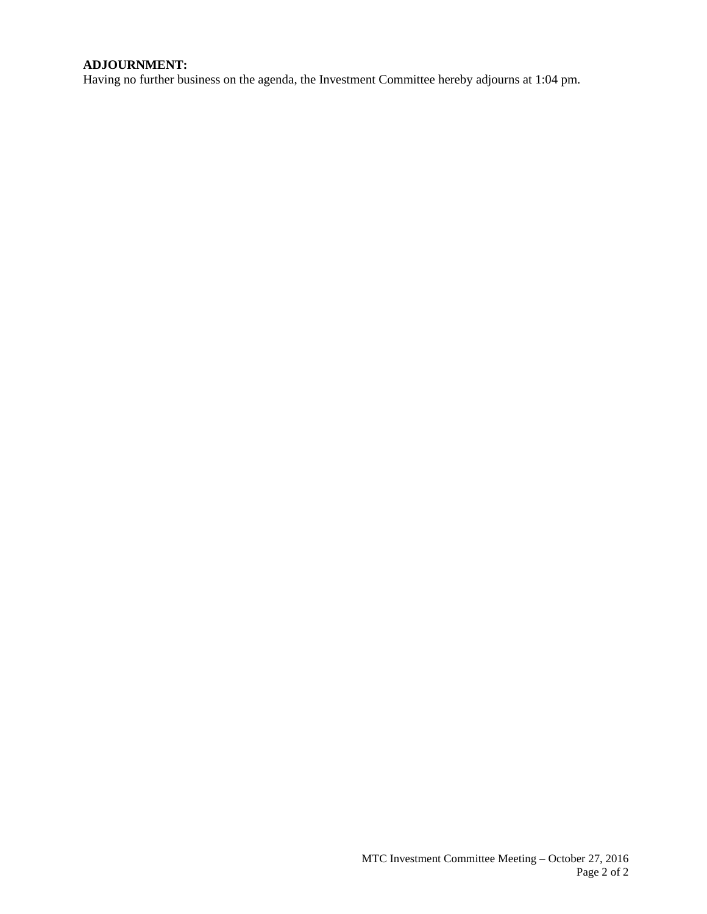**ADJOURNMENT:**
Having no further business on the agenda, the Investment Committee hereby adjourns at 1:04 pm.